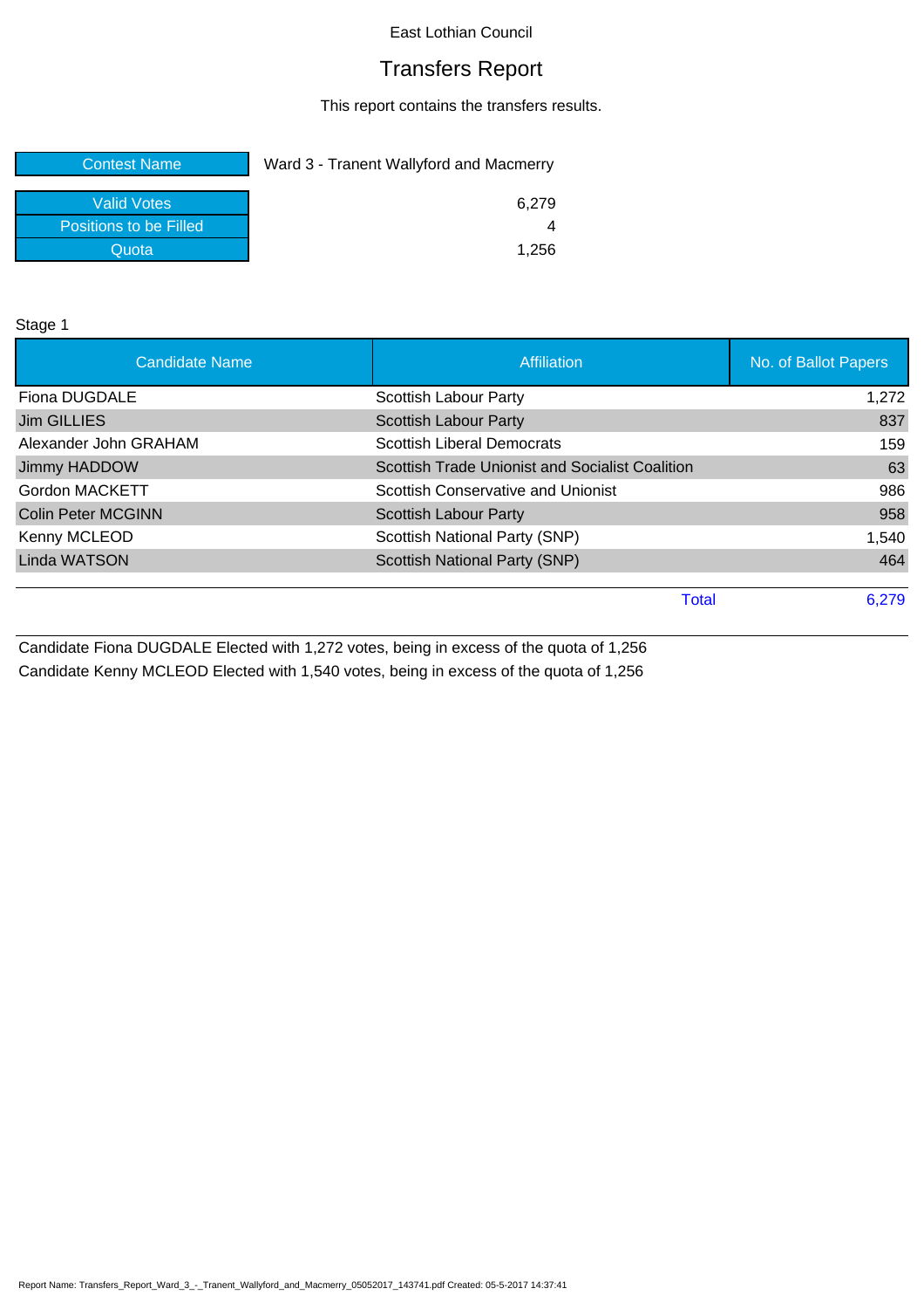East Lothian Council

# Transfers Report

This report contains the transfers results.

| Contest Name | Ward 3 - Tranent Wallyford and Macmerry |
|---|---|
| Valid Votes | 6,279 |
| Positions to be Filled | 4 |
| Quota | 1,256 |

Stage 1

| Candidate Name | Affiliation | No. of Ballot Papers |
|---|---|---|
| Fiona DUGDALE | Scottish Labour Party | 1,272 |
| Jim GILLIES | Scottish Labour Party | 837 |
| Alexander John GRAHAM | Scottish Liberal Democrats | 159 |
| Jimmy HADDOW | Scottish Trade Unionist and Socialist Coalition | 63 |
| Gordon MACKETT | Scottish Conservative and Unionist | 986 |
| Colin Peter MCGINN | Scottish Labour Party | 958 |
| Kenny MCLEOD | Scottish National Party (SNP) | 1,540 |
| Linda WATSON | Scottish National Party (SNP) | 464 |
| | Total | 6,279 |

Candidate Fiona DUGDALE Elected with 1,272 votes, being in excess of the quota of 1,256

Candidate Kenny MCLEOD Elected with 1,540 votes, being in excess of the quota of 1,256

Report Name: Transfers_Report_Ward_3_-_Tranent_Wallyford_and_Macmerry_05052017_143741.pdf Created: 05-5-2017 14:37:41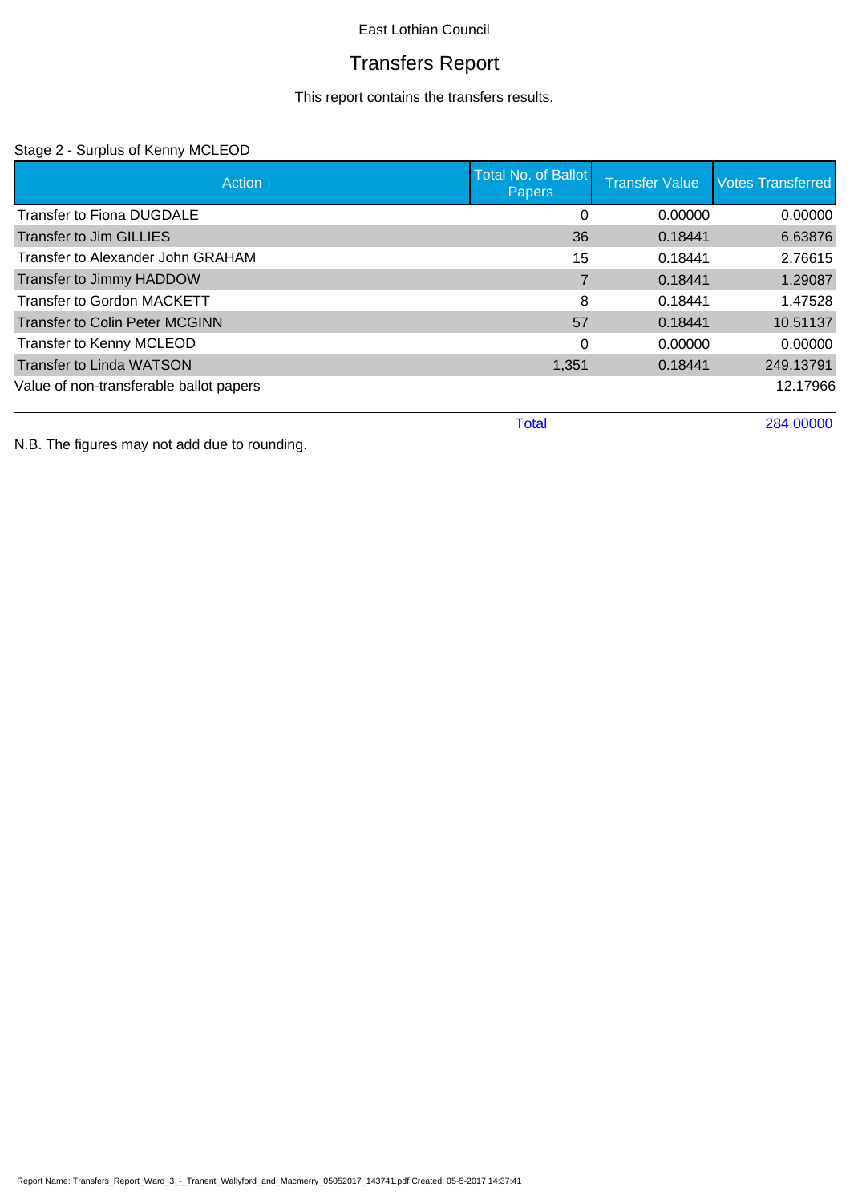East Lothian Council

# Transfers Report

This report contains the transfers results.

Stage 2 - Surplus of Kenny MCLEOD

| Action | Total No. of Ballot Papers | Transfer Value | Votes Transferred |
|---|---|---|---|
| Transfer to Fiona DUGDALE | 0 | 0.00000 | 0.00000 |
| Transfer to Jim GILLIES | 36 | 0.18441 | 6.63876 |
| Transfer to Alexander John GRAHAM | 15 | 0.18441 | 2.76615 |
| Transfer to Jimmy HADDOW | 7 | 0.18441 | 1.29087 |
| Transfer to Gordon MACKETT | 8 | 0.18441 | 1.47528 |
| Transfer to Colin Peter MCGINN | 57 | 0.18441 | 10.51137 |
| Transfer to Kenny MCLEOD | 0 | 0.00000 | 0.00000 |
| Transfer to Linda WATSON | 1,351 | 0.18441 | 249.13791 |
| Value of non-transferable ballot papers | | | 12.17966 |
| | Total | | 284.00000 |

N.B. The figures may not add due to rounding.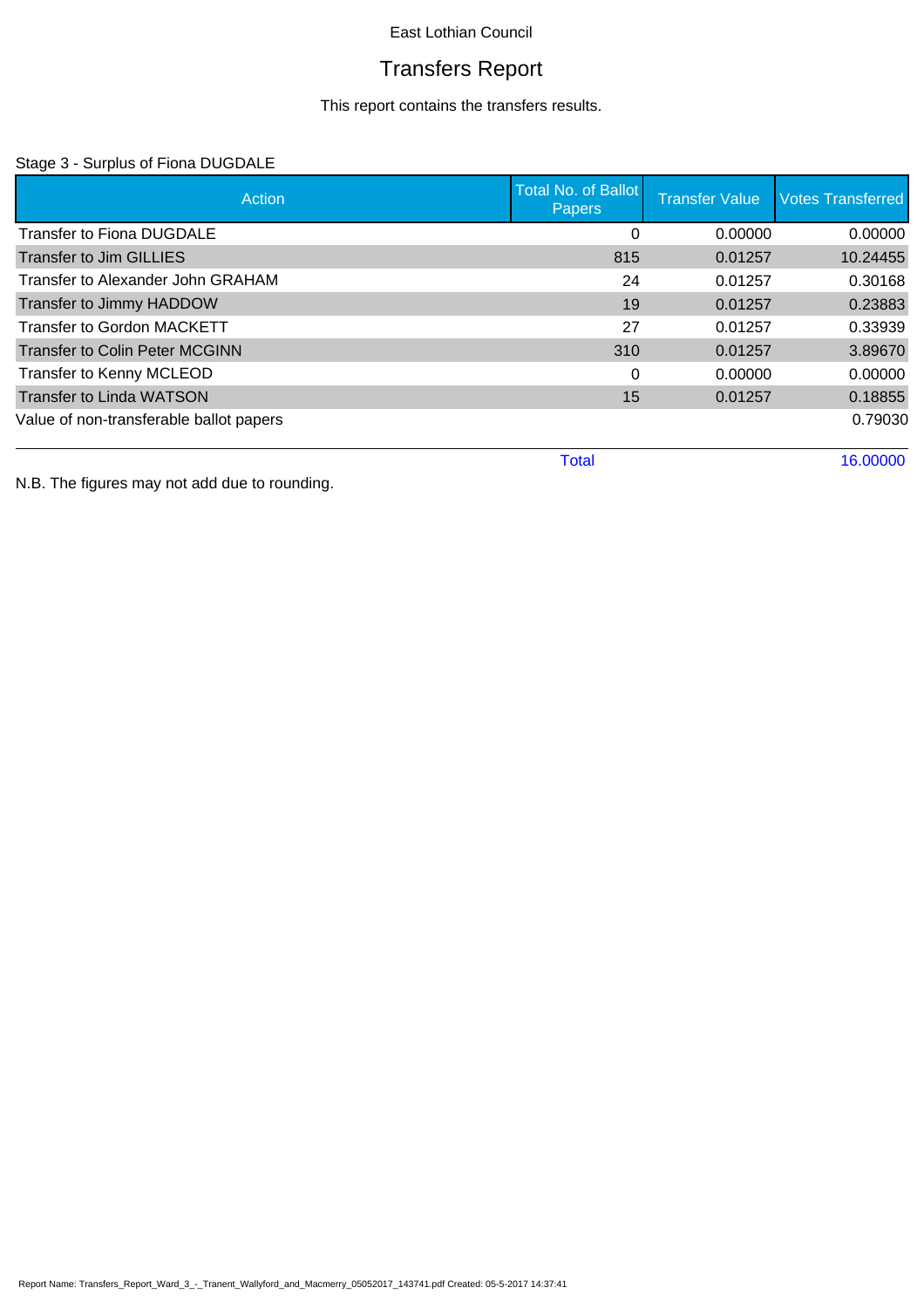East Lothian Council

# Transfers Report

This report contains the transfers results.

Stage 3 - Surplus of Fiona DUGDALE

| Action | Total No. of Ballot Papers | Transfer Value | Votes Transferred |
|---|---|---|---|
| Transfer to Fiona DUGDALE | 0 | 0.00000 | 0.00000 |
| Transfer to Jim GILLIES | 815 | 0.01257 | 10.24455 |
| Transfer to Alexander John GRAHAM | 24 | 0.01257 | 0.30168 |
| Transfer to Jimmy HADDOW | 19 | 0.01257 | 0.23883 |
| Transfer to Gordon MACKETT | 27 | 0.01257 | 0.33939 |
| Transfer to Colin Peter MCGINN | 310 | 0.01257 | 3.89670 |
| Transfer to Kenny MCLEOD | 0 | 0.00000 | 0.00000 |
| Transfer to Linda WATSON | 15 | 0.01257 | 0.18855 |
| Value of non-transferable ballot papers | | | 0.79030 |
| | Total | | 16.00000 |

N.B. The figures may not add due to rounding.

Report Name: Transfers_Report_Ward_3_-_Tranent_Wallyford_and_Macmerry_05052017_143741.pdf Created: 05-5-2017 14:37:41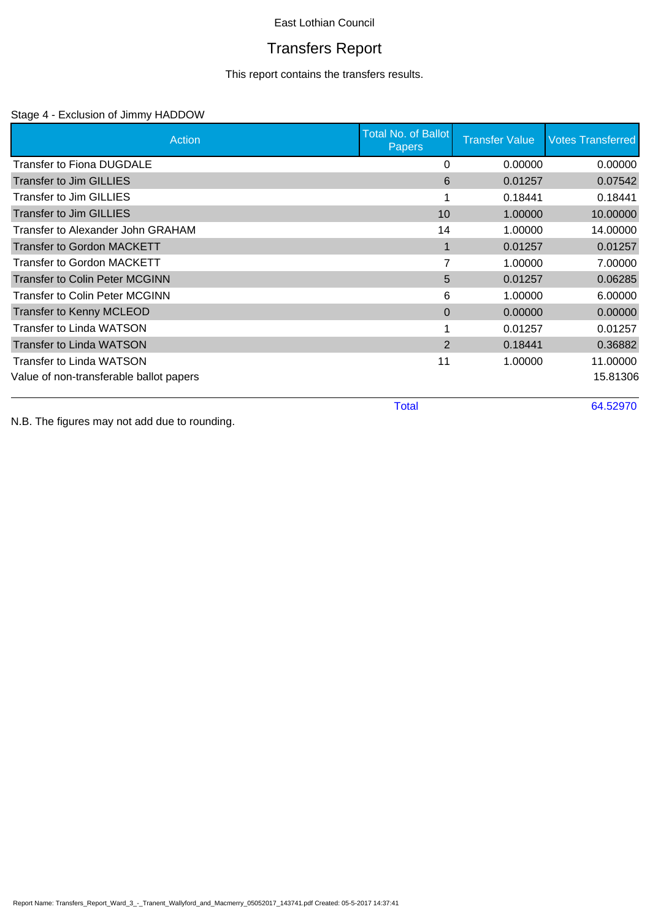East Lothian Council

# Transfers Report

This report contains the transfers results.

Stage 4 - Exclusion of Jimmy HADDOW

| Action | Total No. of Ballot Papers | Transfer Value | Votes Transferred |
|---|---|---|---|
| Transfer to Fiona DUGDALE | 0 | 0.00000 | 0.00000 |
| Transfer to Jim GILLIES | 6 | 0.01257 | 0.07542 |
| Transfer to Jim GILLIES | 1 | 0.18441 | 0.18441 |
| Transfer to Jim GILLIES | 10 | 1.00000 | 10.00000 |
| Transfer to Alexander John GRAHAM | 14 | 1.00000 | 14.00000 |
| Transfer to Gordon MACKETT | 1 | 0.01257 | 0.01257 |
| Transfer to Gordon MACKETT | 7 | 1.00000 | 7.00000 |
| Transfer to Colin Peter MCGINN | 5 | 0.01257 | 0.06285 |
| Transfer to Colin Peter MCGINN | 6 | 1.00000 | 6.00000 |
| Transfer to Kenny MCLEOD | 0 | 0.00000 | 0.00000 |
| Transfer to Linda WATSON | 1 | 0.01257 | 0.01257 |
| Transfer to Linda WATSON | 2 | 0.18441 | 0.36882 |
| Transfer to Linda WATSON | 11 | 1.00000 | 11.00000 |
| Value of non-transferable ballot papers | | | 15.81306 |
| | Total | | 64.52970 |

N.B. The figures may not add due to rounding.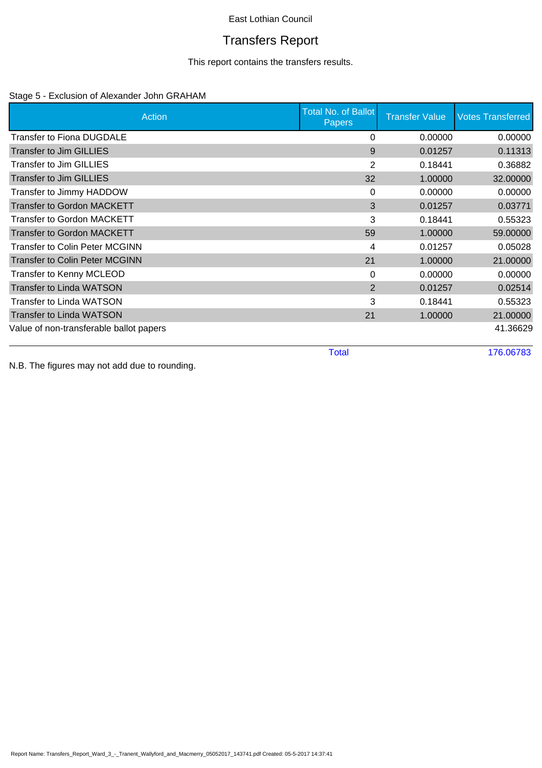East Lothian Council

# Transfers Report

This report contains the transfers results.

Stage 5 - Exclusion of Alexander John GRAHAM

| Action | Total No. of Ballot Papers | Transfer Value | Votes Transferred |
|---|---|---|---|
| Transfer to Fiona DUGDALE | 0 | 0.00000 | 0.00000 |
| Transfer to Jim GILLIES | 9 | 0.01257 | 0.11313 |
| Transfer to Jim GILLIES | 2 | 0.18441 | 0.36882 |
| Transfer to Jim GILLIES | 32 | 1.00000 | 32.00000 |
| Transfer to Jimmy HADDOW | 0 | 0.00000 | 0.00000 |
| Transfer to Gordon MACKETT | 3 | 0.01257 | 0.03771 |
| Transfer to Gordon MACKETT | 3 | 0.18441 | 0.55323 |
| Transfer to Gordon MACKETT | 59 | 1.00000 | 59.00000 |
| Transfer to Colin Peter MCGINN | 4 | 0.01257 | 0.05028 |
| Transfer to Colin Peter MCGINN | 21 | 1.00000 | 21.00000 |
| Transfer to Kenny MCLEOD | 0 | 0.00000 | 0.00000 |
| Transfer to Linda WATSON | 2 | 0.01257 | 0.02514 |
| Transfer to Linda WATSON | 3 | 0.18441 | 0.55323 |
| Transfer to Linda WATSON | 21 | 1.00000 | 21.00000 |
| Value of non-transferable ballot papers | | | 41.36629 |
| | Total | | 176.06783 |

N.B. The figures may not add due to rounding.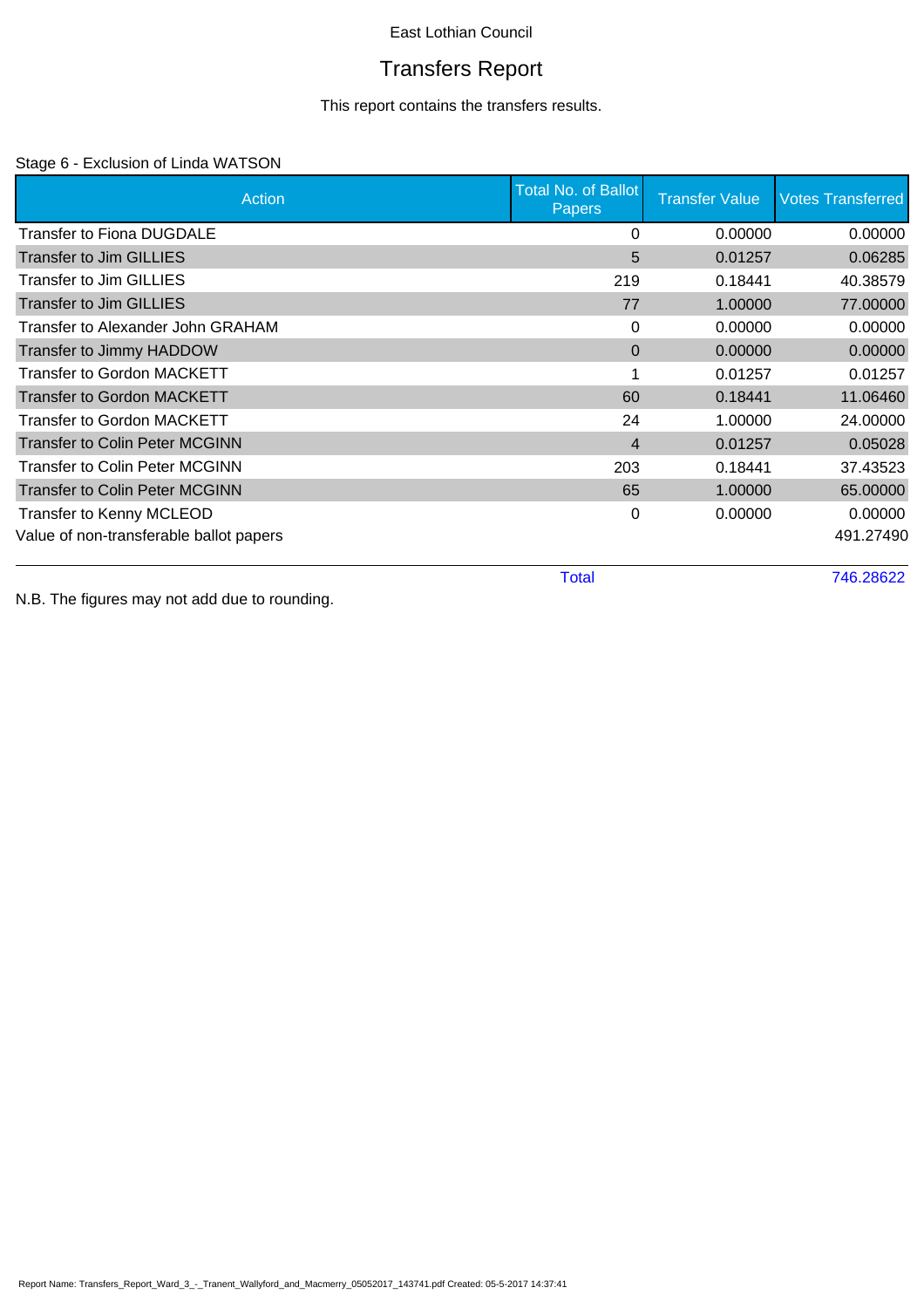East Lothian Council

# Transfers Report

This report contains the transfers results.

Stage 6 - Exclusion of Linda WATSON

| Action | Total No. of Ballot Papers | Transfer Value | Votes Transferred |
|---|---|---|---|
| Transfer to Fiona DUGDALE | 0 | 0.00000 | 0.00000 |
| Transfer to Jim GILLIES | 5 | 0.01257 | 0.06285 |
| Transfer to Jim GILLIES | 219 | 0.18441 | 40.38579 |
| Transfer to Jim GILLIES | 77 | 1.00000 | 77.00000 |
| Transfer to Alexander John GRAHAM | 0 | 0.00000 | 0.00000 |
| Transfer to Jimmy HADDOW | 0 | 0.00000 | 0.00000 |
| Transfer to Gordon MACKETT | 1 | 0.01257 | 0.01257 |
| Transfer to Gordon MACKETT | 60 | 0.18441 | 11.06460 |
| Transfer to Gordon MACKETT | 24 | 1.00000 | 24.00000 |
| Transfer to Colin Peter MCGINN | 4 | 0.01257 | 0.05028 |
| Transfer to Colin Peter MCGINN | 203 | 0.18441 | 37.43523 |
| Transfer to Colin Peter MCGINN | 65 | 1.00000 | 65.00000 |
| Transfer to Kenny MCLEOD | 0 | 0.00000 | 0.00000 |
| Value of non-transferable ballot papers | | | 491.27490 |
| | Total | | 746.28622 |

N.B. The figures may not add due to rounding.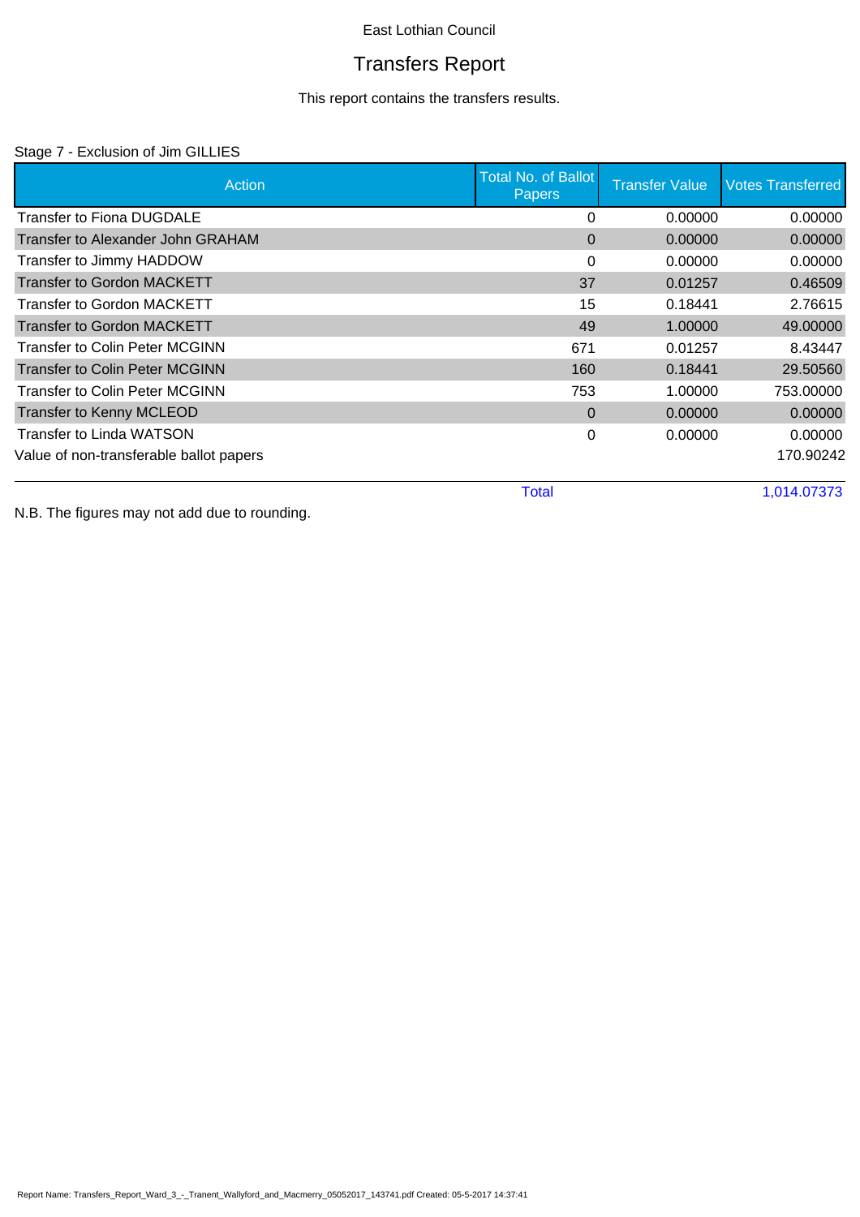East Lothian Council

# Transfers Report

This report contains the transfers results.

Stage 7 - Exclusion of Jim GILLIES

| Action | Total No. of Ballot Papers | Transfer Value | Votes Transferred |
|---|---|---|---|
| Transfer to Fiona DUGDALE | 0 | 0.00000 | 0.00000 |
| Transfer to Alexander John GRAHAM | 0 | 0.00000 | 0.00000 |
| Transfer to Jimmy HADDOW | 0 | 0.00000 | 0.00000 |
| Transfer to Gordon MACKETT | 37 | 0.01257 | 0.46509 |
| Transfer to Gordon MACKETT | 15 | 0.18441 | 2.76615 |
| Transfer to Gordon MACKETT | 49 | 1.00000 | 49.00000 |
| Transfer to Colin Peter MCGINN | 671 | 0.01257 | 8.43447 |
| Transfer to Colin Peter MCGINN | 160 | 0.18441 | 29.50560 |
| Transfer to Colin Peter MCGINN | 753 | 1.00000 | 753.00000 |
| Transfer to Kenny MCLEOD | 0 | 0.00000 | 0.00000 |
| Transfer to Linda WATSON | 0 | 0.00000 | 0.00000 |
| Value of non-transferable ballot papers | | | 170.90242 |
| | Total | | 1,014.07373 |

N.B. The figures may not add due to rounding.